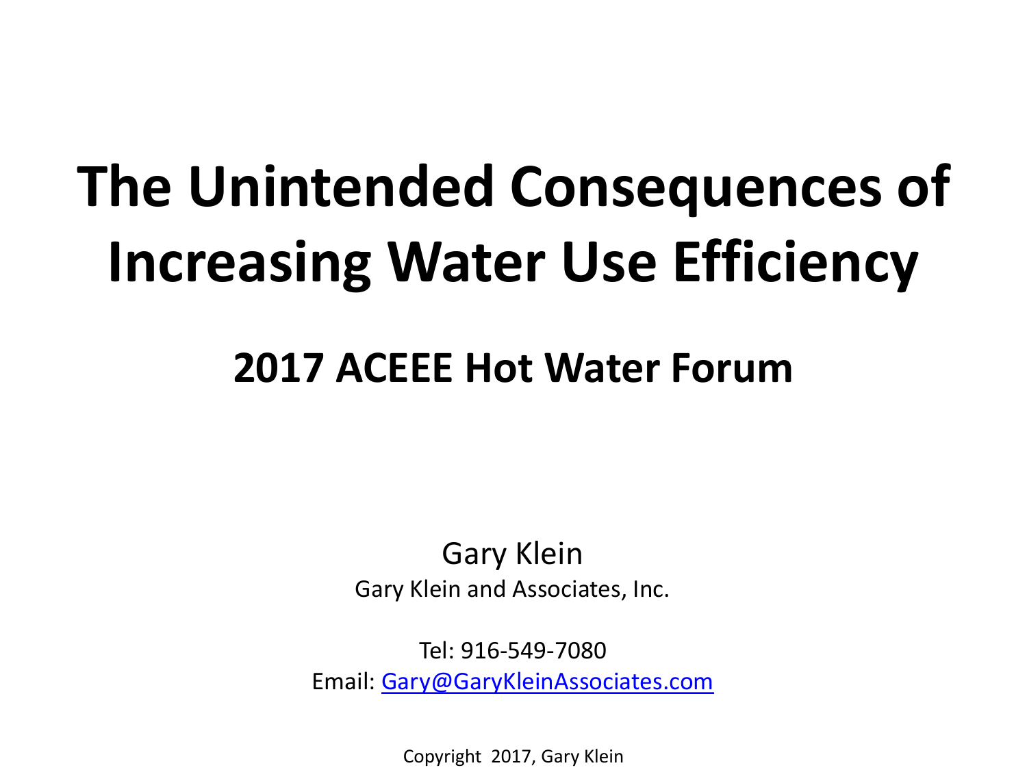# The Unintended Consequences of Increasing Water Use Efficiency

## 2017 ACEEE Hot Water Forum

Gary Klein

Gary Klein and Associates, Inc.

Tel: 916-549-7080

Email: Gary@GaryKleinAssociates.com

Copyright 2017, Gary Klein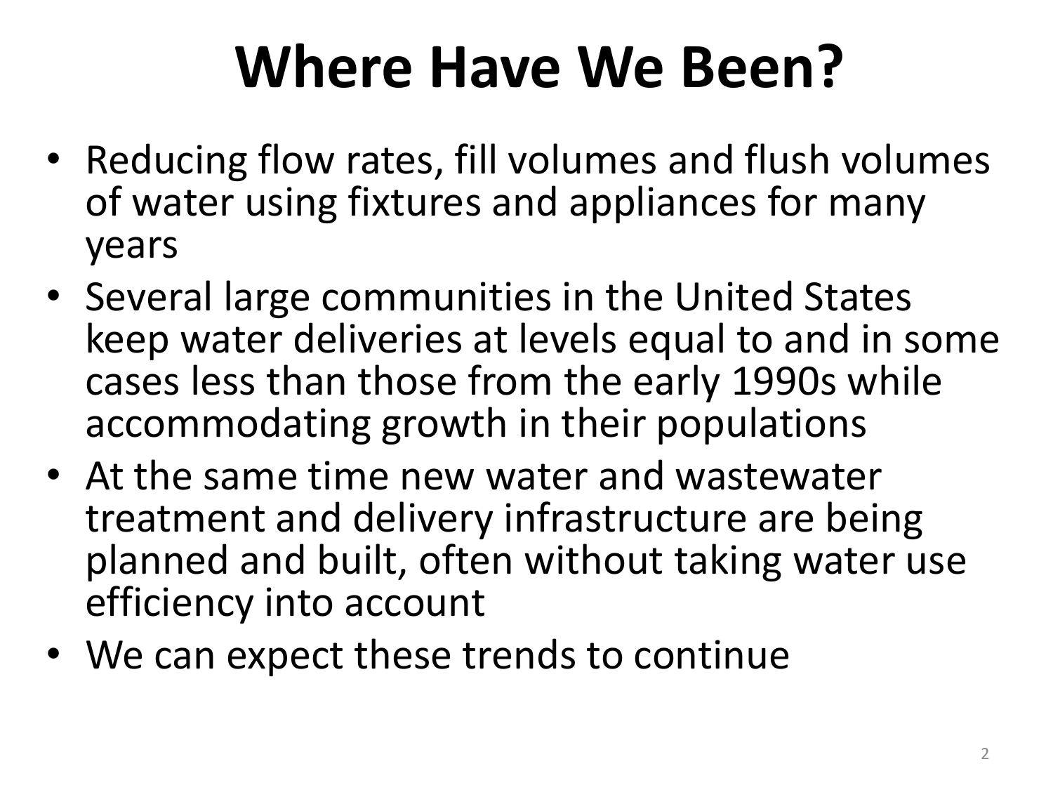# Where Have We Been?

- Reducing flow rates, fill volumes and flush volumes of water using fixtures and appliances for many years
- Several large communities in the United States keep water deliveries at levels equal to and in some cases less than those from the early 1990s while accommodating growth in their populations
- At the same time new water and wastewater treatment and delivery infrastructure are being planned and built, often without taking water use efficiency into account
- We can expect these trends to continue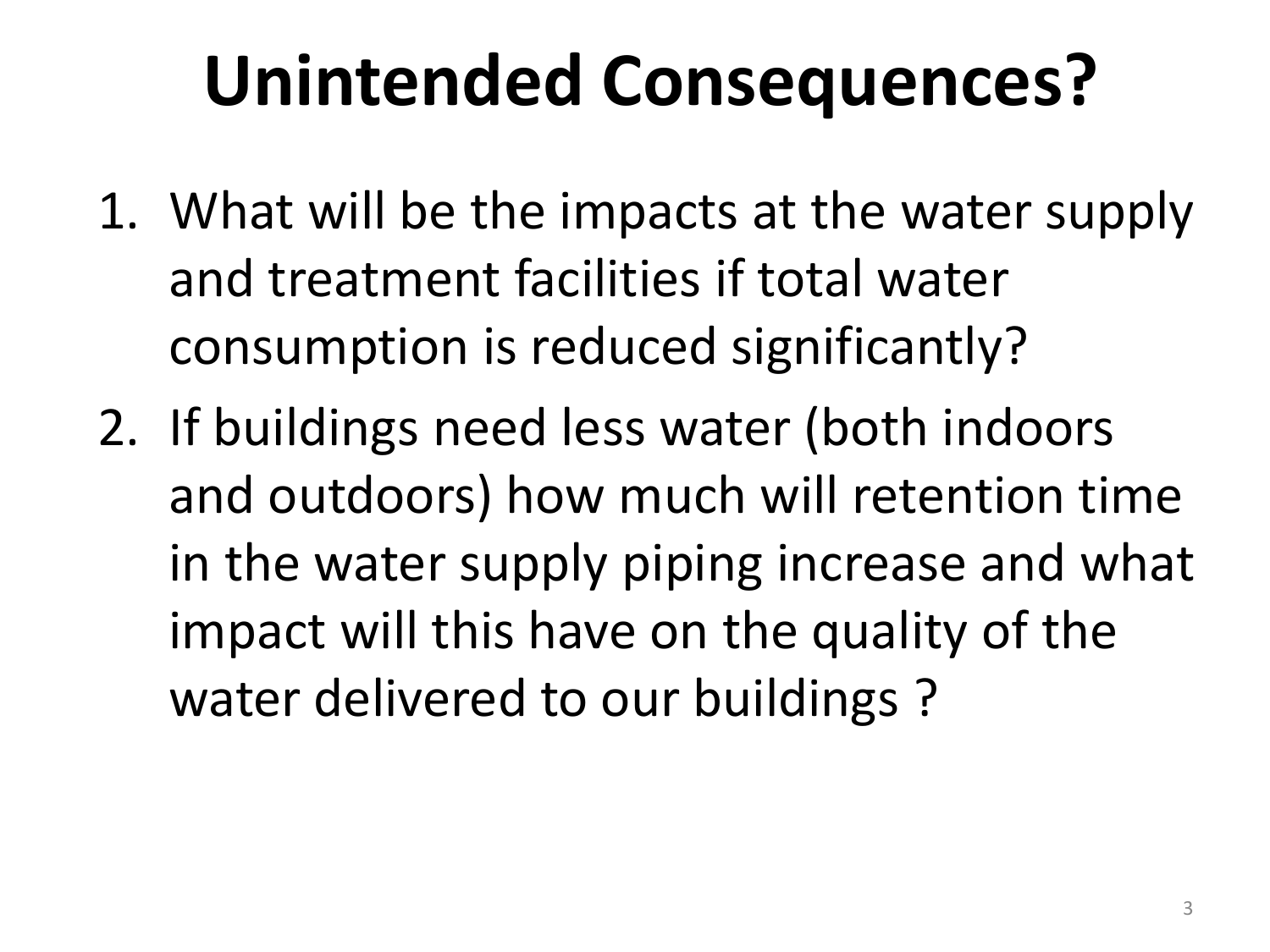# Unintended Consequences?

1. What will be the impacts at the water supply and treatment facilities if total water consumption is reduced significantly?
2. If buildings need less water (both indoors and outdoors) how much will retention time in the water supply piping increase and what impact will this have on the quality of the water delivered to our buildings ?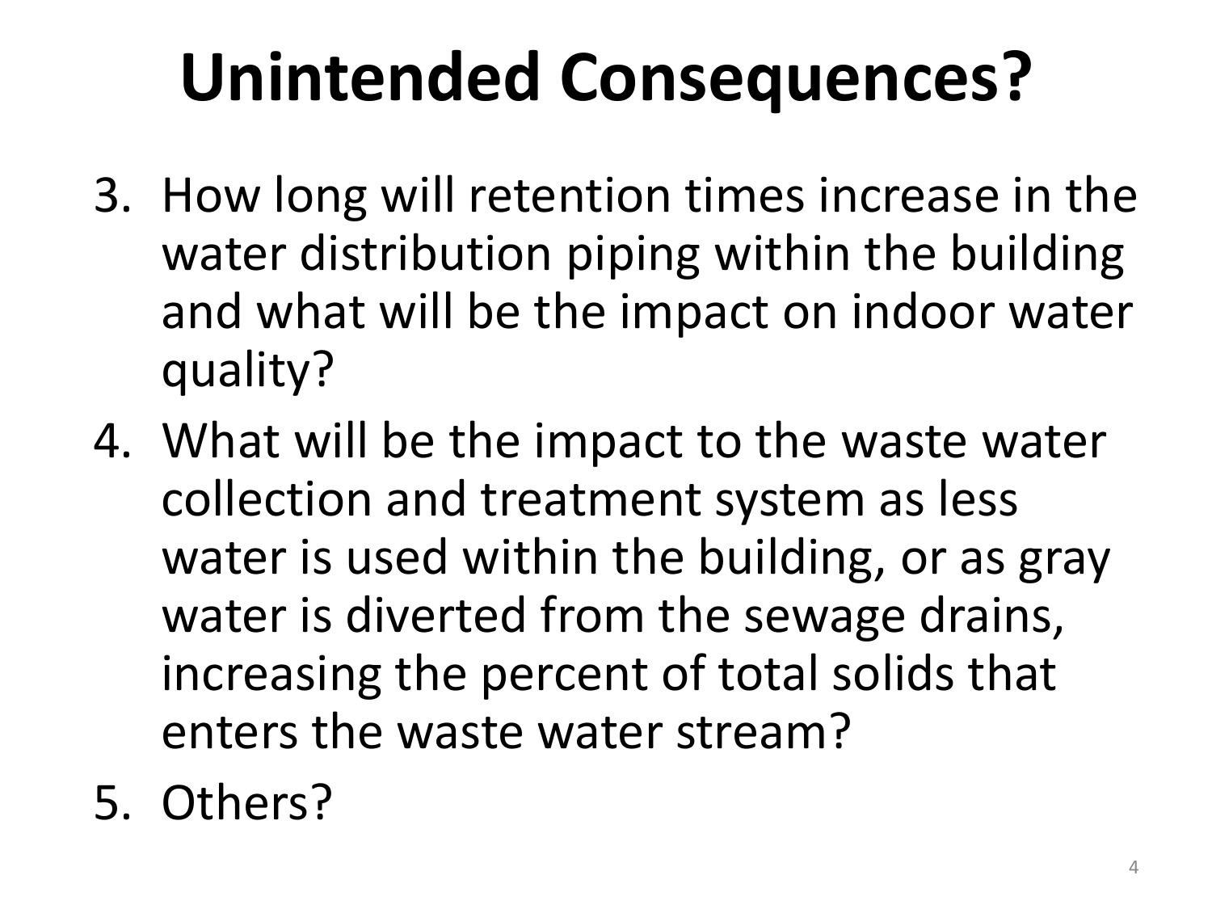# Unintended Consequences?

3. How long will retention times increase in the water distribution piping within the building and what will be the impact on indoor water quality?
4. What will be the impact to the waste water collection and treatment system as less water is used within the building, or as gray water is diverted from the sewage drains, increasing the percent of total solids that enters the waste water stream?
5. Others?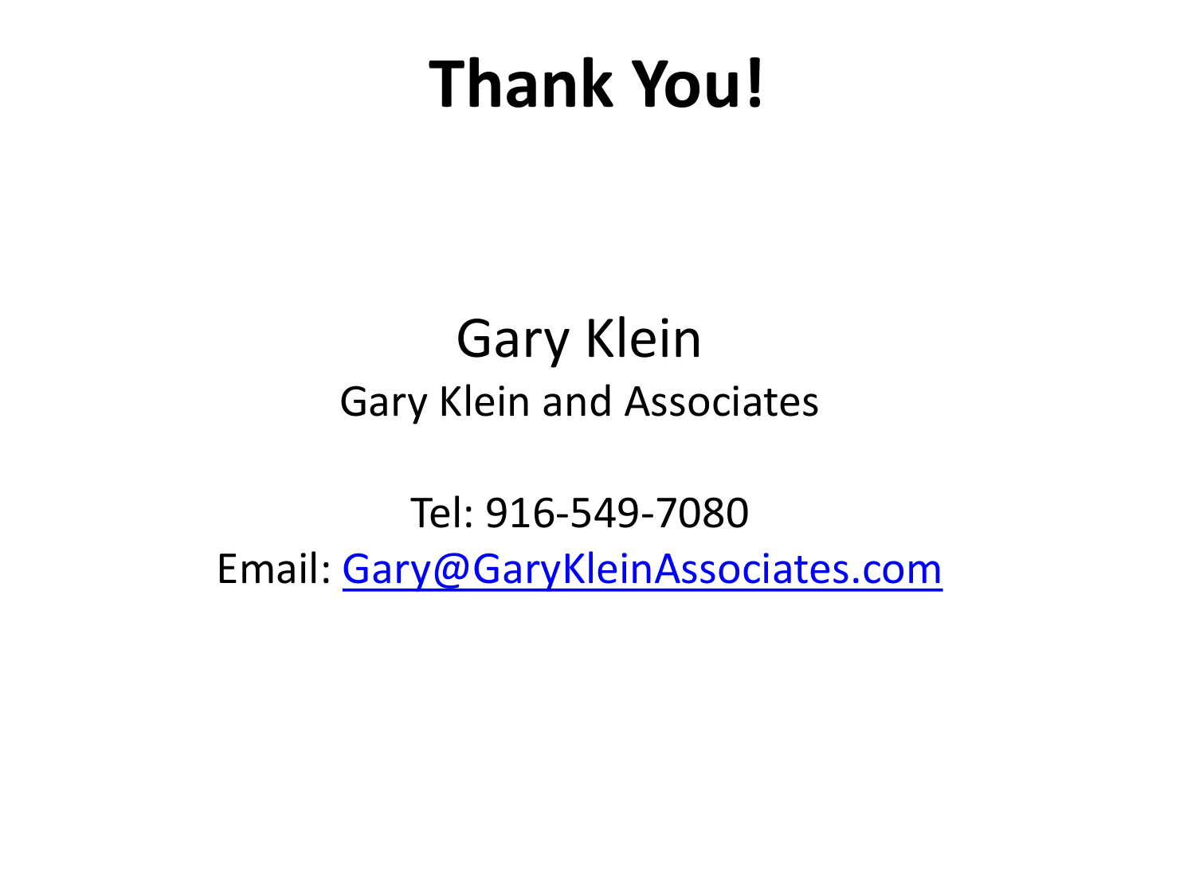# Thank You!

Gary Klein

Gary Klein and Associates

Tel: 916-549-7080

Email: [Gary@GaryKleinAssociates.com](mailto:Gary@GaryKleinAssociates.com)